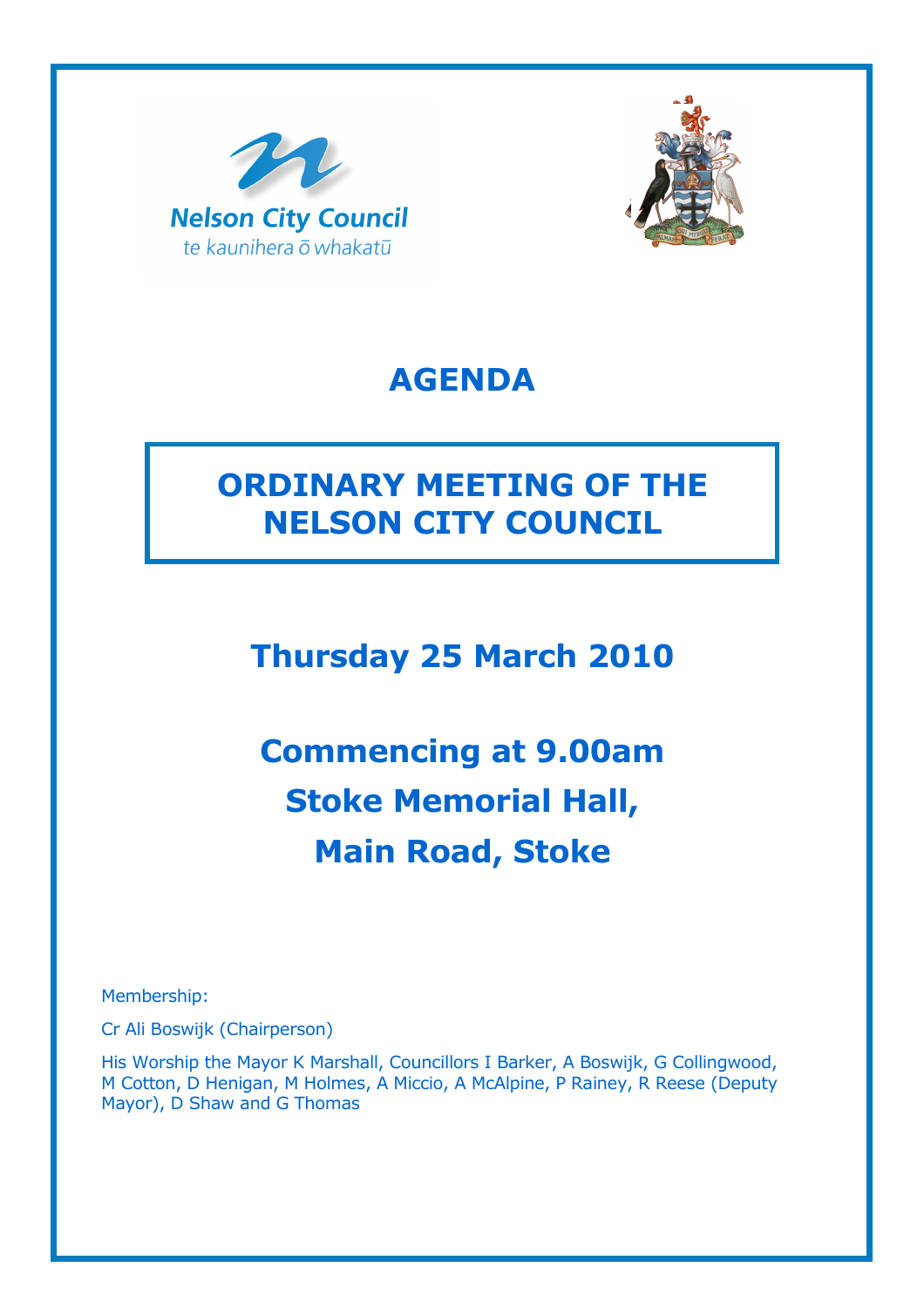Nelson City Council

te kaunihera ō whakatū

# AGENDA

## ORDINARY MEETING OF THE NELSON CITY COUNCIL

## Thursday 25 March 2010

## Commencing at 9.00am
## Stoke Memorial Hall,
## Main Road, Stoke

Membership:

Cr Ali Boswijk (Chairperson)

His Worship the Mayor K Marshall, Councillors I Barker, A Boswijk, G Collingwood, M Cotton, D Henigan, M Holmes, A Miccio, A McAlpine, P Rainey, R Reese (Deputy Mayor), D Shaw and G Thomas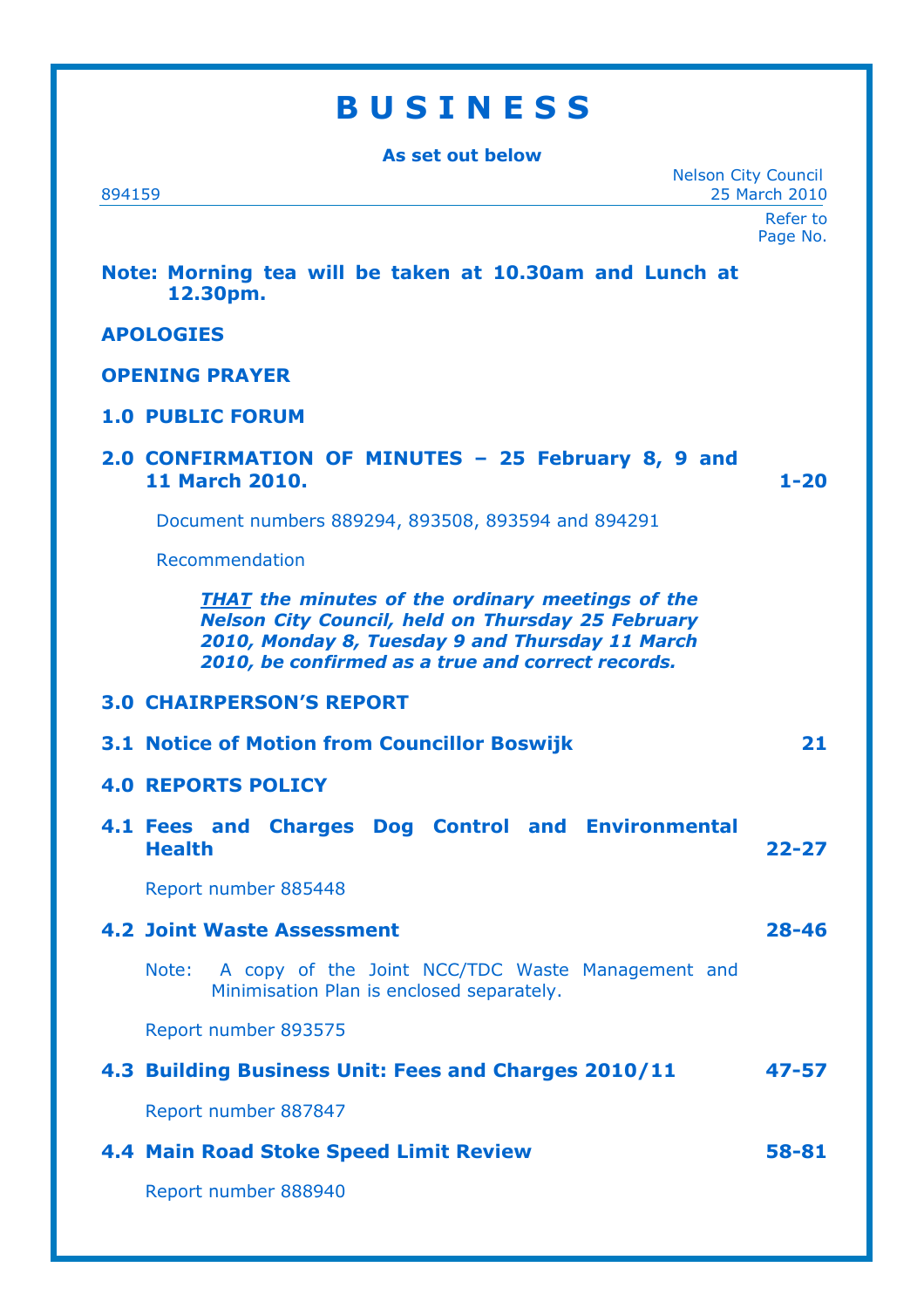# B U S I N E S S

**As set out below**

894159

Nelson City Council
25 March 2010

Refer to Page No.

**Note: Morning tea will be taken at 10.30am and Lunch at 12.30pm.**

**APOLOGIES**

**OPENING PRAYER**

**1.0 PUBLIC FORUM**

**2.0 CONFIRMATION OF MINUTES – 25 February 8, 9 and 11 March 2010.** — **1-20**

Document numbers 889294, 893508, 893594 and 894291

Recommendation

***THAT** the minutes of the ordinary meetings of the Nelson City Council, held on Thursday 25 February 2010, Monday 8, Tuesday 9 and Thursday 11 March 2010, be confirmed as a true and correct records.*

**3.0 CHAIRPERSON'S REPORT**

**3.1 Notice of Motion from Councillor Boswijk** — **21**

**4.0 REPORTS POLICY**

**4.1 Fees and Charges Dog Control and Environmental Health** — **22-27**

Report number 885448

**4.2 Joint Waste Assessment** — **28-46**

Note: A copy of the Joint NCC/TDC Waste Management and Minimisation Plan is enclosed separately.

Report number 893575

**4.3 Building Business Unit: Fees and Charges 2010/11** — **47-57**

Report number 887847

**4.4 Main Road Stoke Speed Limit Review** — **58-81**

Report number 888940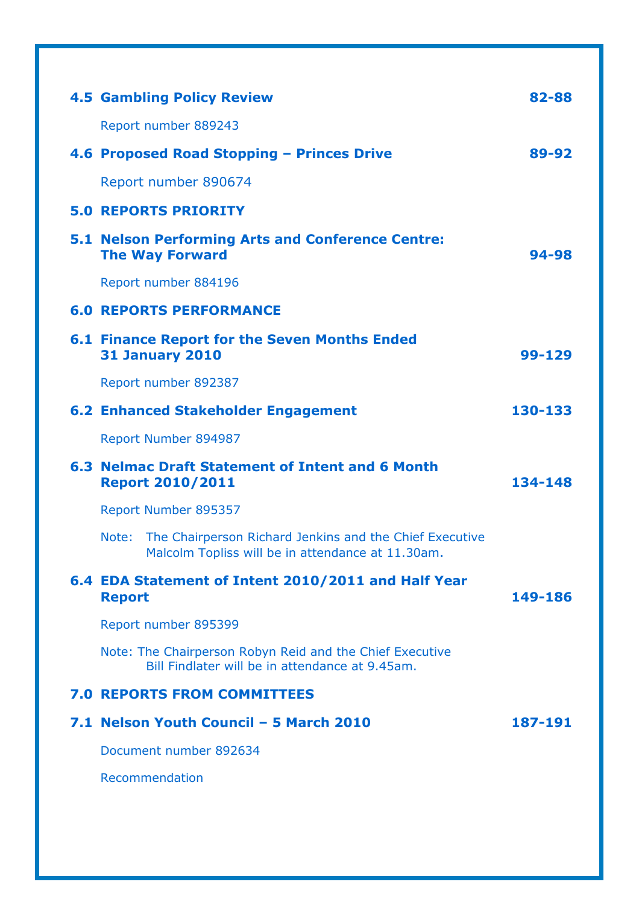**4.5 Gambling Policy Review** **82-88**

Report number 889243

**4.6 Proposed Road Stopping – Princes Drive** **89-92**

Report number 890674

**5.0 REPORTS PRIORITY**

**5.1 Nelson Performing Arts and Conference Centre: The Way Forward** **94-98**

Report number 884196

**6.0 REPORTS PERFORMANCE**

**6.1 Finance Report for the Seven Months Ended 31 January 2010** **99-129**

Report number 892387

**6.2 Enhanced Stakeholder Engagement** **130-133**

Report Number 894987

**6.3 Nelmac Draft Statement of Intent and 6 Month Report 2010/2011** **134-148**

Report Number 895357

Note: The Chairperson Richard Jenkins and the Chief Executive Malcolm Topliss will be in attendance at 11.30am.

**6.4 EDA Statement of Intent 2010/2011 and Half Year Report** **149-186**

Report number 895399

Note: The Chairperson Robyn Reid and the Chief Executive Bill Findlater will be in attendance at 9.45am.

**7.0 REPORTS FROM COMMITTEES**

**7.1 Nelson Youth Council – 5 March 2010** **187-191**

Document number 892634

Recommendation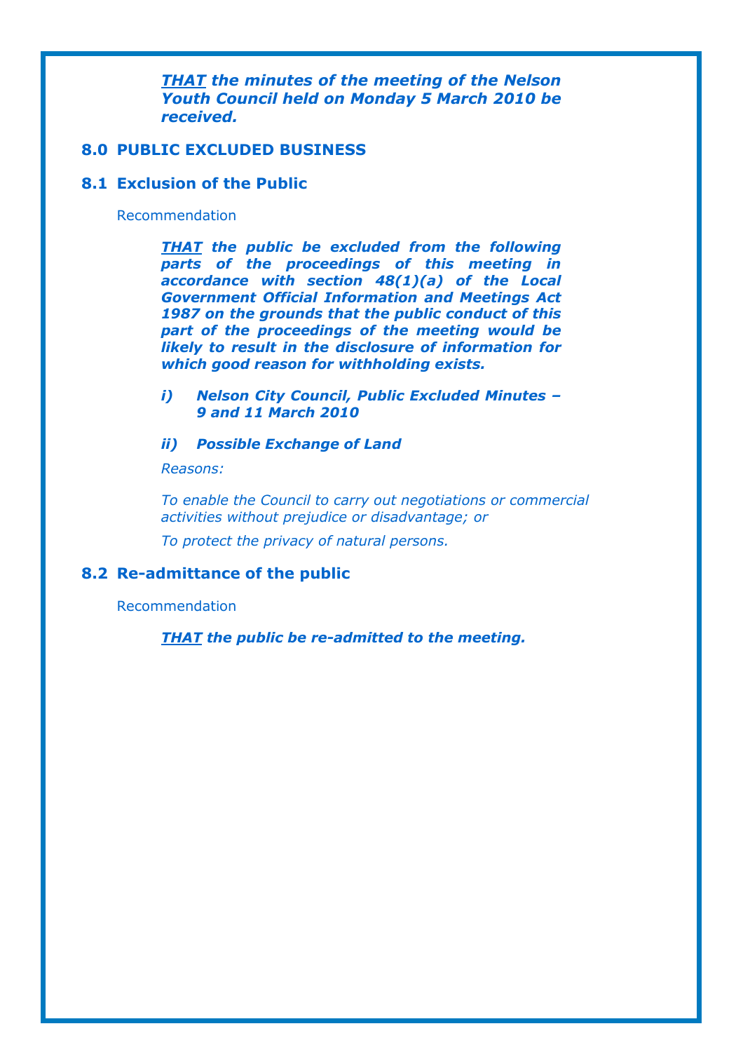***<u>THAT</u> the minutes of the meeting of the Nelson Youth Council held on Monday 5 March 2010 be received.***

## 8.0 PUBLIC EXCLUDED BUSINESS

### 8.1 Exclusion of the Public

Recommendation

***<u>THAT</u> the public be excluded from the following parts of the proceedings of this meeting in accordance with section 48(1)(a) of the Local Government Official Information and Meetings Act 1987 on the grounds that the public conduct of this part of the proceedings of the meeting would be likely to result in the disclosure of information for which good reason for withholding exists.***

***i) Nelson City Council, Public Excluded Minutes – 9 and 11 March 2010***

***ii) Possible Exchange of Land***

*Reasons:*

*To enable the Council to carry out negotiations or commercial activities without prejudice or disadvantage; or*

*To protect the privacy of natural persons.*

### 8.2 Re-admittance of the public

Recommendation

***<u>THAT</u> the public be re-admitted to the meeting.***